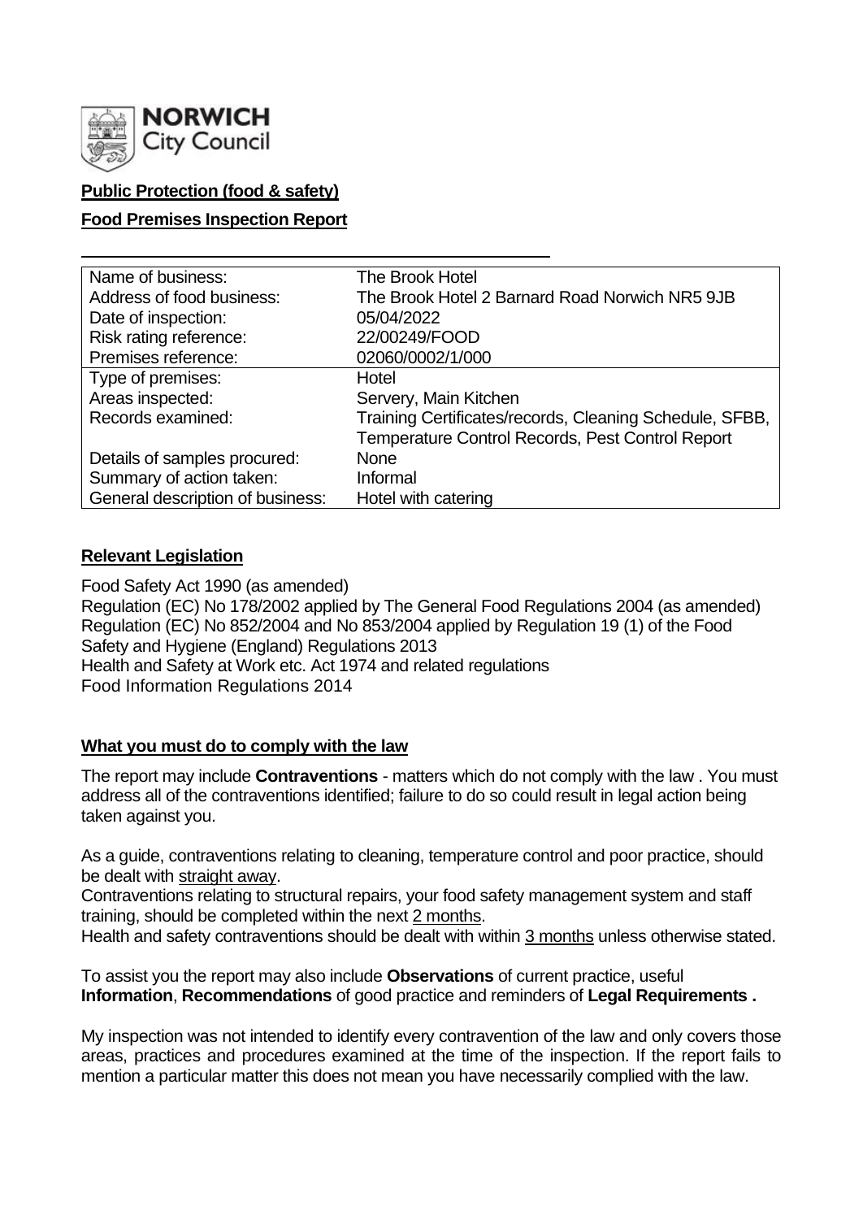**NORWICH City Council**

**Public Protection (food & safety)**

**Food Premises Inspection Report**

| | |
|---|---|
| Name of business: | The Brook Hotel |
| Address of food business: | The Brook Hotel 2 Barnard Road Norwich NR5 9JB |
| Date of inspection: | 05/04/2022 |
| Risk rating reference: | 22/00249/FOOD |
| Premises reference: | 02060/0002/1/000 |
| Type of premises: | Hotel |
| Areas inspected: | Servery, Main Kitchen |
| Records examined: | Training Certificates/records, Cleaning Schedule, SFBB, Temperature Control Records, Pest Control Report |
| Details of samples procured: | None |
| Summary of action taken: | Informal |
| General description of business: | Hotel with catering |

## Relevant Legislation

Food Safety Act 1990 (as amended)
Regulation (EC) No 178/2002 applied by The General Food Regulations 2004 (as amended)
Regulation (EC) No 852/2004 and No 853/2004 applied by Regulation 19 (1) of the Food Safety and Hygiene (England) Regulations 2013
Health and Safety at Work etc. Act 1974 and related regulations
Food Information Regulations 2014

## What you must do to comply with the law

The report may include **Contraventions** - matters which do not comply with the law . You must address all of the contraventions identified; failure to do so could result in legal action being taken against you.

As a guide, contraventions relating to cleaning, temperature control and poor practice, should be dealt with straight away.
Contraventions relating to structural repairs, your food safety management system and staff training, should be completed within the next 2 months.
Health and safety contraventions should be dealt with within 3 months unless otherwise stated.

To assist you the report may also include **Observations** of current practice, useful **Information**, **Recommendations** of good practice and reminders of **Legal Requirements .**

My inspection was not intended to identify every contravention of the law and only covers those areas, practices and procedures examined at the time of the inspection. If the report fails to mention a particular matter this does not mean you have necessarily complied with the law.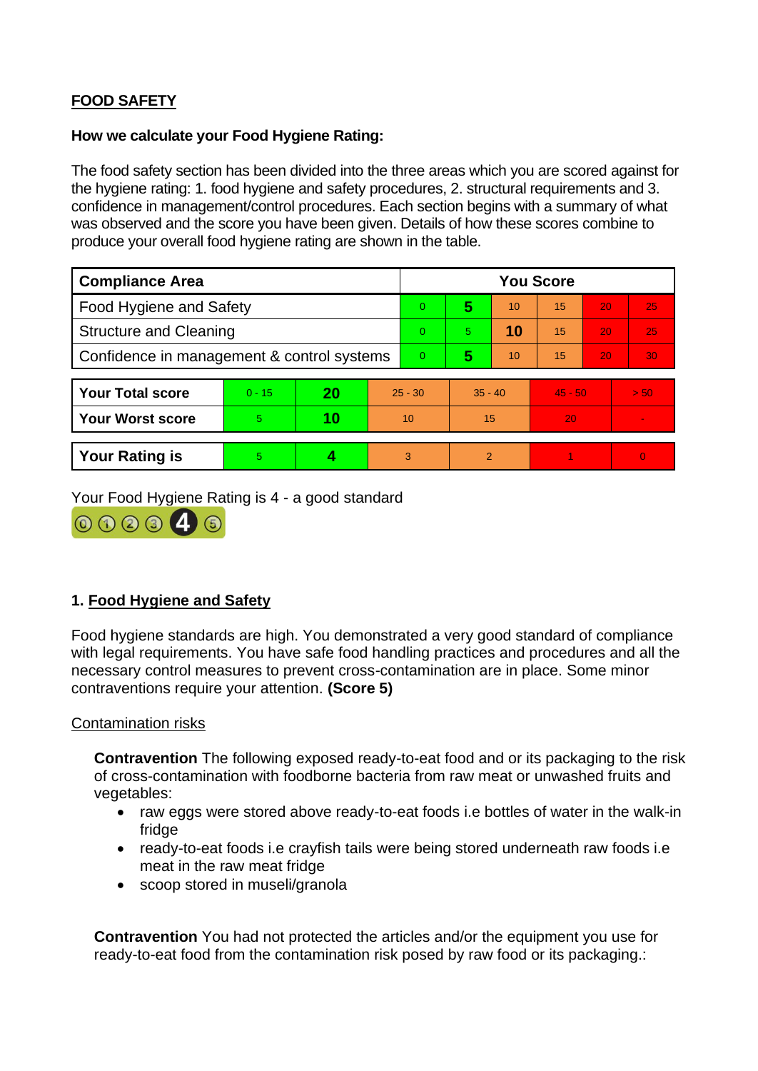## FOOD SAFETY

**How we calculate your Food Hygiene Rating:**

The food safety section has been divided into the three areas which you are scored against for the hygiene rating: 1. food hygiene and safety procedures, 2. structural requirements and 3. confidence in management/control procedures. Each section begins with a summary of what was observed and the score you have been given. Details of how these scores combine to produce your overall food hygiene rating are shown in the table.

| Compliance Area | You Score | | | | | |
|---|---|---|---|---|---|---|
| Food Hygiene and Safety | 0 | **5** | 10 | 15 | 20 | 25 |
| Structure and Cleaning | 0 | 5 | **10** | 15 | 20 | 25 |
| Confidence in management & control systems | 0 | **5** | 10 | 15 | 20 | 30 |

| | | | | | | |
|---|---|---|---|---|---|---|
| **Your Total score** | 0 - 15 | **20** | 25 - 30 | 35 - 40 | 45 - 50 | > 50 |
| **Your Worst score** | 5 | **10** | 10 | 15 | 20 | - |
| **Your Rating is** | 5 | **4** | 3 | 2 | 1 | 0 |

Your Food Hygiene Rating is 4 - a good standard

### 1. Food Hygiene and Safety

Food hygiene standards are high. You demonstrated a very good standard of compliance with legal requirements. You have safe food handling practices and procedures and all the necessary control measures to prevent cross-contamination are in place. Some minor contraventions require your attention. **(Score 5)**

Contamination risks

**Contravention** The following exposed ready-to-eat food and or its packaging to the risk of cross-contamination with foodborne bacteria from raw meat or unwashed fruits and vegetables:

- raw eggs were stored above ready-to-eat foods i.e bottles of water in the walk-in fridge
- ready-to-eat foods i.e crayfish tails were being stored underneath raw foods i.e meat in the raw meat fridge
- scoop stored in museli/granola

**Contravention** You had not protected the articles and/or the equipment you use for ready-to-eat food from the contamination risk posed by raw food or its packaging.: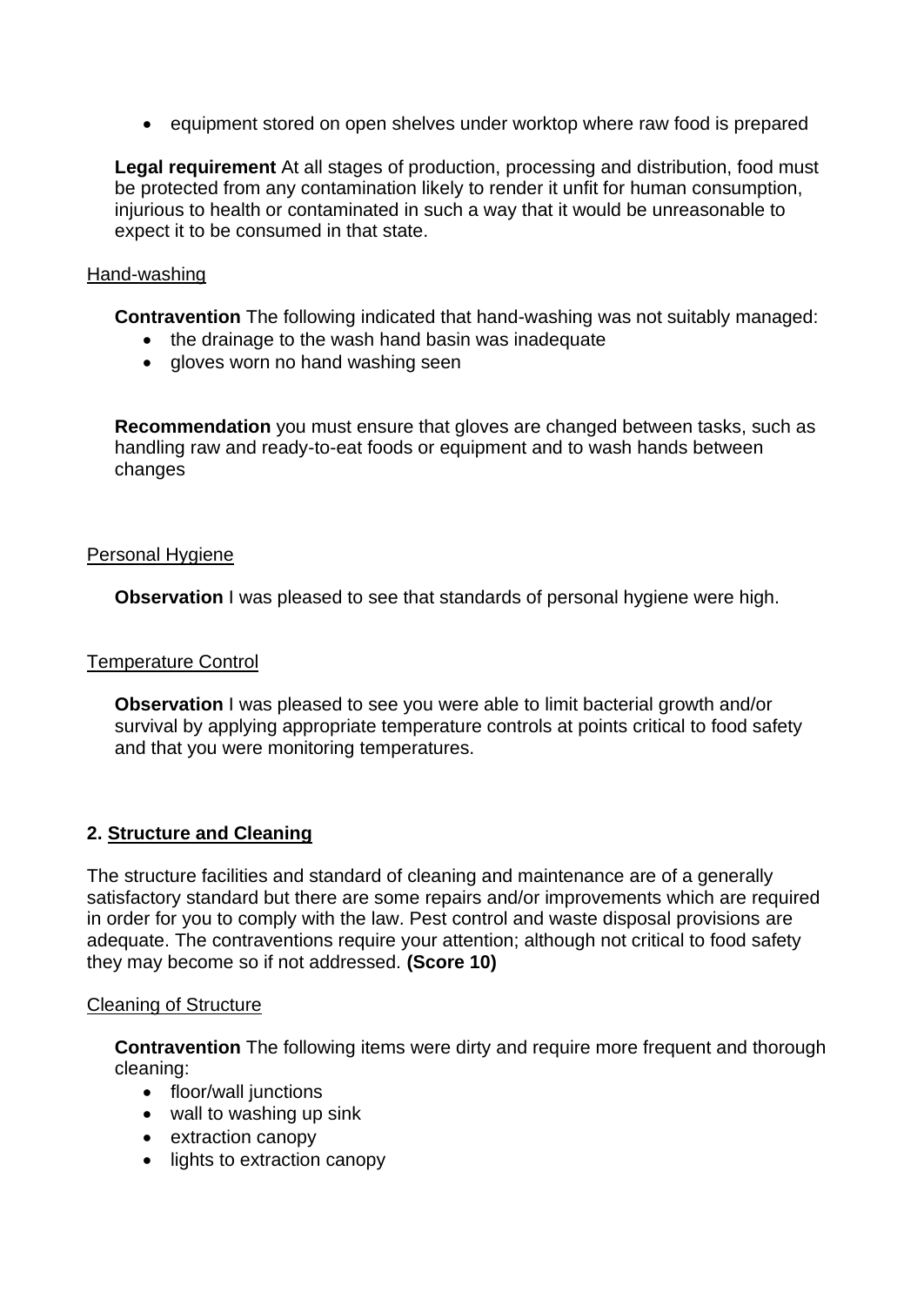- equipment stored on open shelves under worktop where raw food is prepared

**Legal requirement** At all stages of production, processing and distribution, food must be protected from any contamination likely to render it unfit for human consumption, injurious to health or contaminated in such a way that it would be unreasonable to expect it to be consumed in that state.

Hand-washing

**Contravention** The following indicated that hand-washing was not suitably managed:

- the drainage to the wash hand basin was inadequate
- gloves worn no hand washing seen

**Recommendation** you must ensure that gloves are changed between tasks, such as handling raw and ready-to-eat foods or equipment and to wash hands between changes

Personal Hygiene

**Observation** I was pleased to see that standards of personal hygiene were high.

Temperature Control

**Observation** I was pleased to see you were able to limit bacterial growth and/or survival by applying appropriate temperature controls at points critical to food safety and that you were monitoring temperatures.

## 2. Structure and Cleaning

The structure facilities and standard of cleaning and maintenance are of a generally satisfactory standard but there are some repairs and/or improvements which are required in order for you to comply with the law. Pest control and waste disposal provisions are adequate. The contraventions require your attention; although not critical to food safety they may become so if not addressed. **(Score 10)**

Cleaning of Structure

**Contravention** The following items were dirty and require more frequent and thorough cleaning:

- floor/wall junctions
- wall to washing up sink
- extraction canopy
- lights to extraction canopy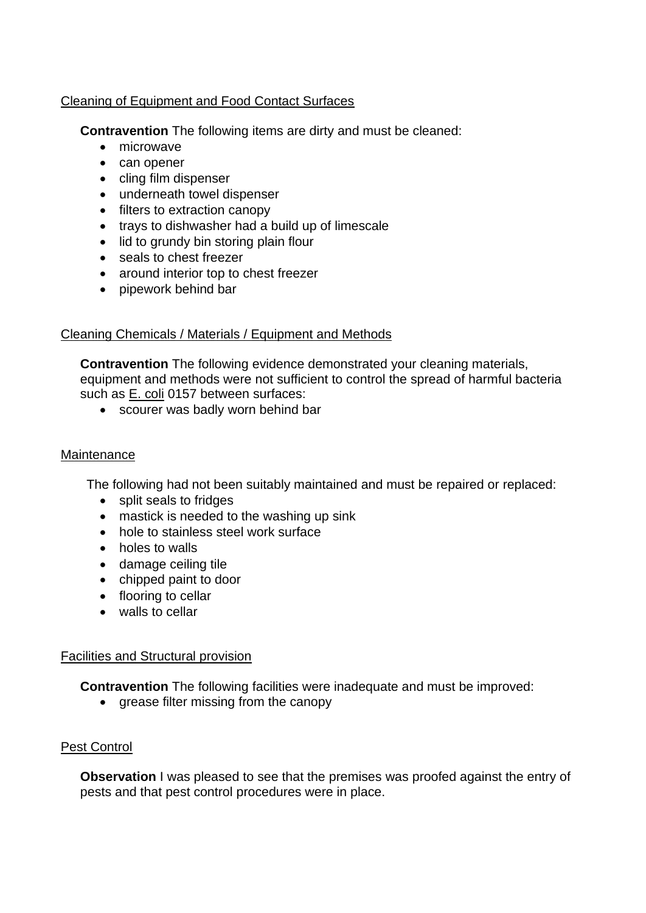Cleaning of Equipment and Food Contact Surfaces

**Contravention** The following items are dirty and must be cleaned:

- microwave
- can opener
- cling film dispenser
- underneath towel dispenser
- filters to extraction canopy
- trays to dishwasher had a build up of limescale
- lid to grundy bin storing plain flour
- seals to chest freezer
- around interior top to chest freezer
- pipework behind bar

Cleaning Chemicals / Materials / Equipment and Methods

**Contravention** The following evidence demonstrated your cleaning materials, equipment and methods were not sufficient to control the spread of harmful bacteria such as E. coli 0157 between surfaces:

- scourer was badly worn behind bar

Maintenance

The following had not been suitably maintained and must be repaired or replaced:

- split seals to fridges
- mastick is needed to the washing up sink
- hole to stainless steel work surface
- holes to walls
- damage ceiling tile
- chipped paint to door
- flooring to cellar
- walls to cellar

Facilities and Structural provision

**Contravention** The following facilities were inadequate and must be improved:

- grease filter missing from the canopy

Pest Control

**Observation** I was pleased to see that the premises was proofed against the entry of pests and that pest control procedures were in place.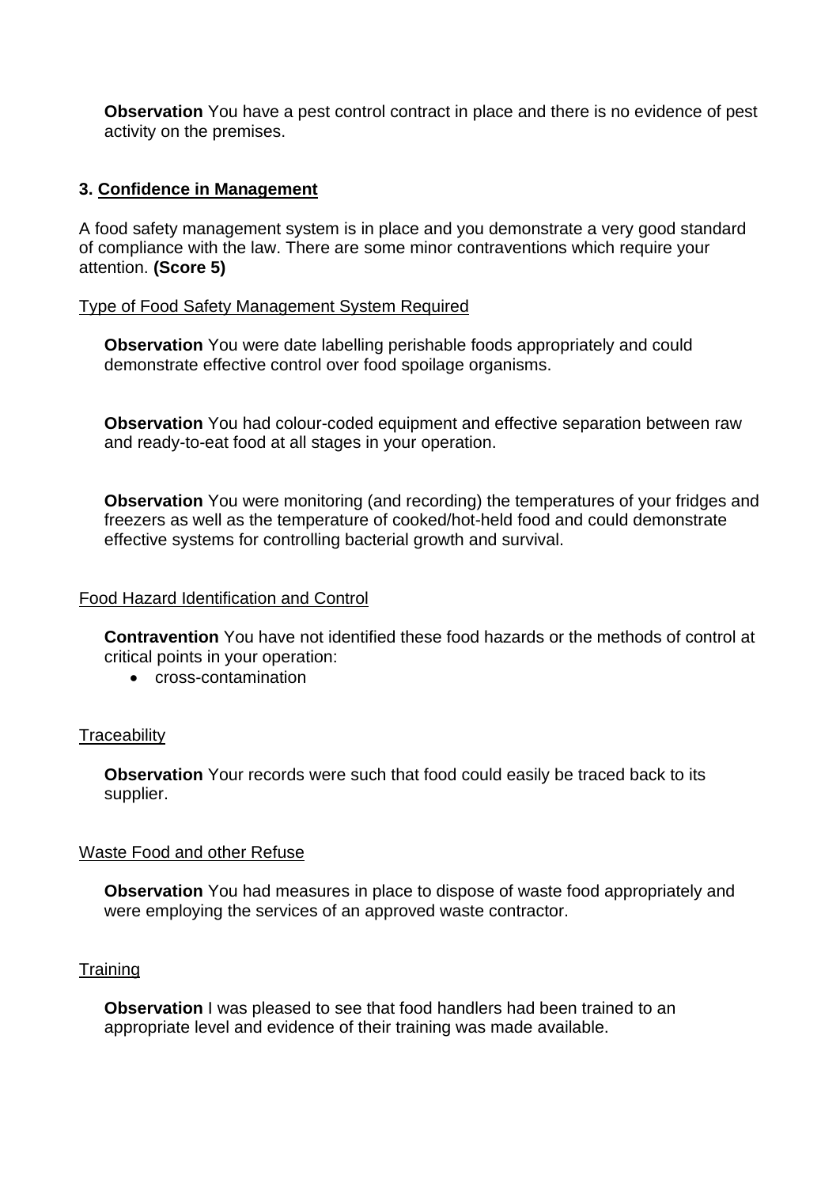**Observation** You have a pest control contract in place and there is no evidence of pest activity on the premises.

### 3. Confidence in Management

A food safety management system is in place and you demonstrate a very good standard of compliance with the law. There are some minor contraventions which require your attention. **(Score 5)**

Type of Food Safety Management System Required

**Observation** You were date labelling perishable foods appropriately and could demonstrate effective control over food spoilage organisms.

**Observation** You had colour-coded equipment and effective separation between raw and ready-to-eat food at all stages in your operation.

**Observation** You were monitoring (and recording) the temperatures of your fridges and freezers as well as the temperature of cooked/hot-held food and could demonstrate effective systems for controlling bacterial growth and survival.

Food Hazard Identification and Control

**Contravention** You have not identified these food hazards or the methods of control at critical points in your operation:

- cross-contamination

Traceability

**Observation** Your records were such that food could easily be traced back to its supplier.

Waste Food and other Refuse

**Observation** You had measures in place to dispose of waste food appropriately and were employing the services of an approved waste contractor.

Training

**Observation** I was pleased to see that food handlers had been trained to an appropriate level and evidence of their training was made available.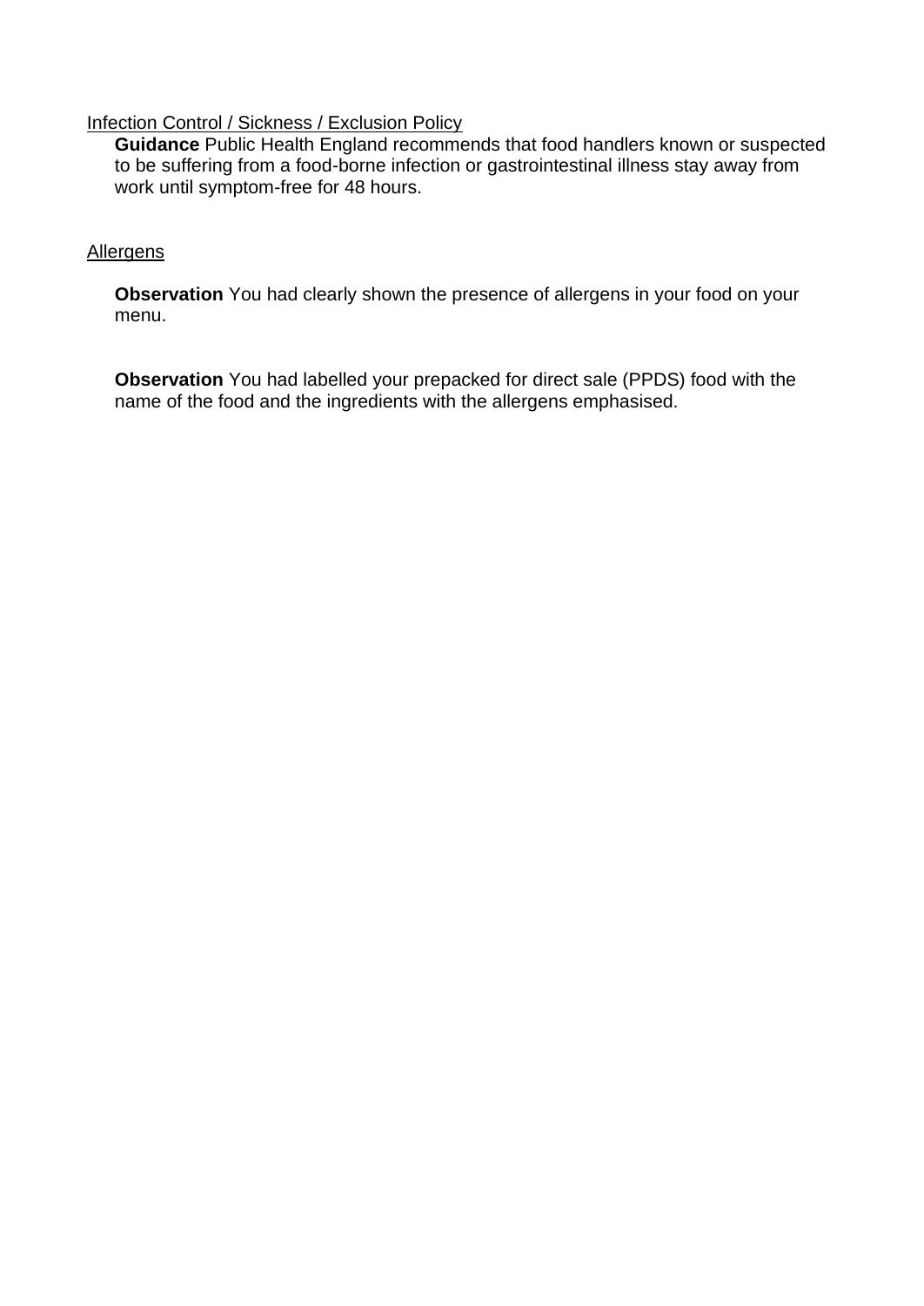Infection Control / Sickness / Exclusion Policy

**Guidance** Public Health England recommends that food handlers known or suspected to be suffering from a food-borne infection or gastrointestinal illness stay away from work until symptom-free for 48 hours.

Allergens

**Observation** You had clearly shown the presence of allergens in your food on your menu.

**Observation** You had labelled your prepacked for direct sale (PPDS) food with the name of the food and the ingredients with the allergens emphasised.